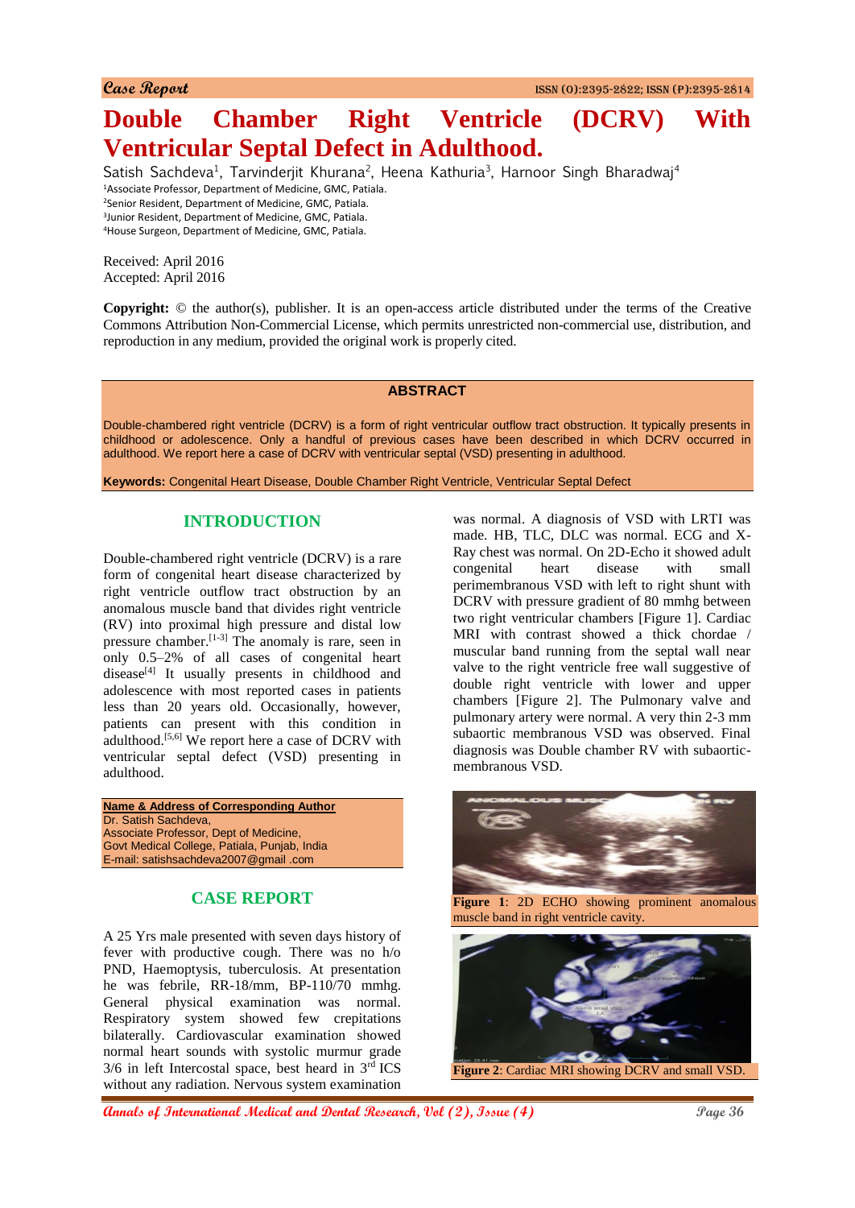Case Report

ISSN (O):2395-2822; ISSN (P):2395-2814

# Double Chamber Right Ventricle (DCRV) With Ventricular Septal Defect in Adulthood.

Satish Sachdeva[1], Tarvinderjit Khurana[2], Heena Kathuria[3], Harnoor Singh Bharadwaj[4]

[1]Associate Professor, Department of Medicine, GMC, Patiala.
[2]Senior Resident, Department of Medicine, GMC, Patiala.
[3]Junior Resident, Department of Medicine, GMC, Patiala.
[4]House Surgeon, Department of Medicine, GMC, Patiala.

Received: April 2016
Accepted: April 2016

**Copyright:** © the author(s), publisher. It is an open-access article distributed under the terms of the Creative Commons Attribution Non-Commercial License, which permits unrestricted non-commercial use, distribution, and reproduction in any medium, provided the original work is properly cited.

## ABSTRACT

Double-chambered right ventricle (DCRV) is a form of right ventricular outflow tract obstruction. It typically presents in childhood or adolescence. Only a handful of previous cases have been described in which DCRV occurred in adulthood. We report here a case of DCRV with ventricular septal (VSD) presenting in adulthood.

**Keywords:** Congenital Heart Disease, Double Chamber Right Ventricle, Ventricular Septal Defect

## INTRODUCTION

Double-chambered right ventricle (DCRV) is a rare form of congenital heart disease characterized by right ventricle outflow tract obstruction by an anomalous muscle band that divides right ventricle (RV) into proximal high pressure and distal low pressure chamber.[1-3] The anomaly is rare, seen in only 0.5–2% of all cases of congenital heart disease[4] It usually presents in childhood and adolescence with most reported cases in patients less than 20 years old. Occasionally, however, patients can present with this condition in adulthood.[5,6] We report here a case of DCRV with ventricular septal defect (VSD) presenting in adulthood.

**Name & Address of Corresponding Author**
Dr. Satish Sachdeva,
Associate Professor, Dept of Medicine,
Govt Medical College, Patiala, Punjab, India
E-mail: satishsachdeva2007@gmail .com

## CASE REPORT

A 25 Yrs male presented with seven days history of fever with productive cough. There was no h/o PND, Haemoptysis, tuberculosis. At presentation he was febrile, RR-18/mm, BP-110/70 mmhg. General physical examination was normal. Respiratory system showed few crepitations bilaterally. Cardiovascular examination showed normal heart sounds with systolic murmur grade 3/6 in left Intercostal space, best heard in 3rd ICS without any radiation. Nervous system examination was normal. A diagnosis of VSD with LRTI was made. HB, TLC, DLC was normal. ECG and X-Ray chest was normal. On 2D-Echo it showed adult congenital heart disease with small perimembranous VSD with left to right shunt with DCRV with pressure gradient of 80 mmhg between two right ventricular chambers [Figure 1]. Cardiac MRI with contrast showed a thick chordae / muscular band running from the septal wall near valve to the right ventricle free wall suggestive of double right ventricle with lower and upper chambers [Figure 2]. The Pulmonary valve and pulmonary artery were normal. A very thin 2-3 mm subaortic membranous VSD was observed. Final diagnosis was Double chamber RV with subaortic-membranous VSD.

**Figure 1**: 2D ECHO showing prominent anomalous muscle band in right ventricle cavity.

**Figure 2**: Cardiac MRI showing DCRV and small VSD.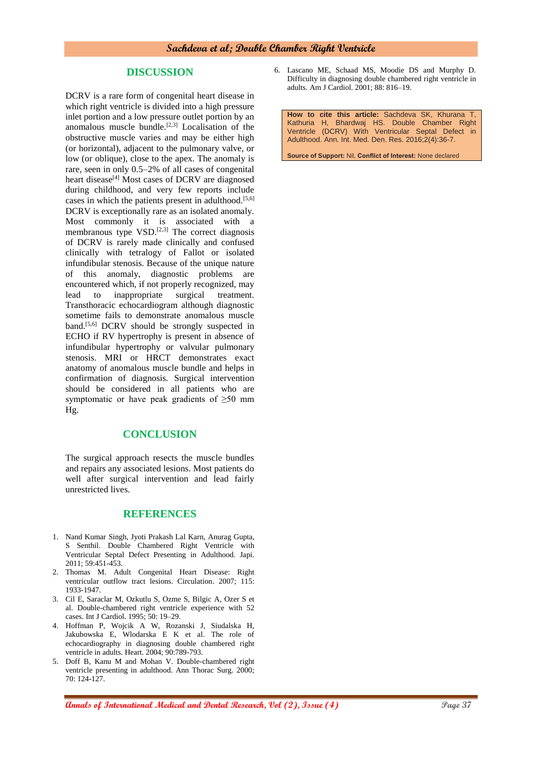## DISCUSSION

DCRV is a rare form of congenital heart disease in which right ventricle is divided into a high pressure inlet portion and a low pressure outlet portion by an anomalous muscle bundle.[2,3] Localisation of the obstructive muscle varies and may be either high (or horizontal), adjacent to the pulmonary valve, or low (or oblique), close to the apex. The anomaly is rare, seen in only 0.5–2% of all cases of congenital heart disease[4] Most cases of DCRV are diagnosed during childhood, and very few reports include cases in which the patients present in adulthood.[5,6] DCRV is exceptionally rare as an isolated anomaly. Most commonly it is associated with a membranous type VSD.[2,3] The correct diagnosis of DCRV is rarely made clinically and confused clinically with tetralogy of Fallot or isolated infundibular stenosis. Because of the unique nature of this anomaly, diagnostic problems are encountered which, if not properly recognized, may lead to inappropriate surgical treatment. Transthoracic echocardiogram although diagnostic sometime fails to demonstrate anomalous muscle band.[5,6] DCRV should be strongly suspected in ECHO if RV hypertrophy is present in absence of infundibular hypertrophy or valvular pulmonary stenosis. MRI or HRCT demonstrates exact anatomy of anomalous muscle bundle and helps in confirmation of diagnosis. Surgical intervention should be considered in all patients who are symptomatic or have peak gradients of ≥50 mm Hg.

## CONCLUSION

The surgical approach resects the muscle bundles and repairs any associated lesions. Most patients do well after surgical intervention and lead fairly unrestricted lives.

## REFERENCES

1. Nand Kumar Singh, Jyoti Prakash Lal Karn, Anurag Gupta, S Senthil. Double Chambered Right Ventricle with Ventricular Septal Defect Presenting in Adulthood. Japi. 2011; 59:451-453.
2. Thomas M. Adult Congenital Heart Disease: Right ventricular outflow tract lesions. Circulation. 2007; 115: 1933-1947.
3. Cil E, Saraclar M, Ozkutlu S, Ozme S, Bilgic A, Ozer S et al. Double-chambered right ventricle experience with 52 cases. Int J Cardiol. 1995; 50: 19–29.
4. Hoffman P, Wojcik A W, Rozanski J, Siudalska H, Jakubowska E, Wlodarska E K et al. The role of echocardiography in diagnosing double chambered right ventricle in adults. Heart. 2004; 90:789-793.
5. Doff B, Kanu M and Mohan V. Double-chambered right ventricle presenting in adulthood. Ann Thorac Surg. 2000; 70: 124-127.
6. Lascano ME, Schaad MS, Moodie DS and Murphy D. Difficulty in diagnosing double chambered right ventricle in adults. Am J Cardiol. 2001; 88: 816–19.

**How to cite this article:** Sachdeva SK, Khurana T, Kathuria H, Bhardwaj HS. Double Chamber Right Ventricle (DCRV) With Ventricular Septal Defect in Adulthood. Ann. Int. Med. Den. Res. 2016;2(4):36-7.

**Source of Support:** Nil, **Conflict of Interest:** None declared